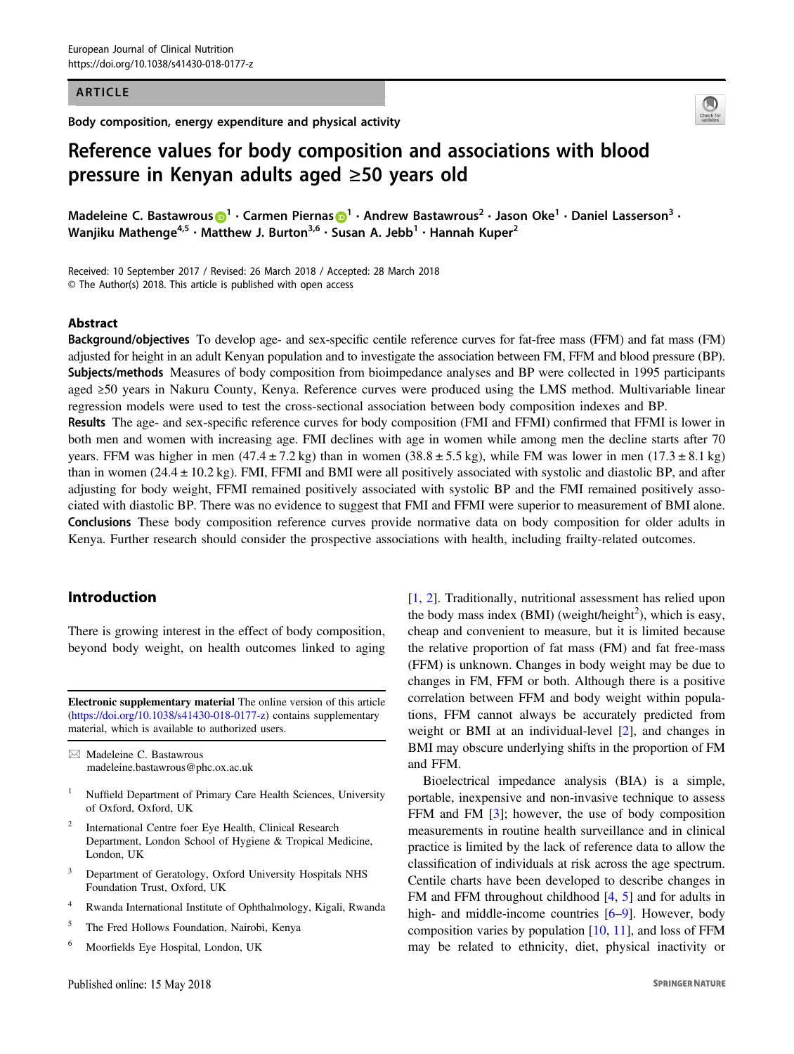ARTICLE

Body composition, energy expenditure and physical activity

# Reference values for body composition and associations with blood pressure in Kenyan adults aged ≥50 years old

Madeleine C. Bastawrous[1] · Carmen Piernas[1] · Andrew Bastawrous[2] · Jason Oke[1] · Daniel Lasserson[3] · Wanjiku Mathenge[4,5] · Matthew J. Burton[3,6] · Susan A. Jebb[1] · Hannah Kuper[2]

Received: 10 September 2017 / Revised: 26 March 2018 / Accepted: 28 March 2018
© The Author(s) 2018. This article is published with open access

## Abstract

**Background/objectives** To develop age- and sex-specific centile reference curves for fat-free mass (FFM) and fat mass (FM) adjusted for height in an adult Kenyan population and to investigate the association between FM, FFM and blood pressure (BP).
**Subjects/methods** Measures of body composition from bioimpedance analyses and BP were collected in 1995 participants aged ≥50 years in Nakuru County, Kenya. Reference curves were produced using the LMS method. Multivariable linear regression models were used to test the cross-sectional association between body composition indexes and BP.
**Results** The age- and sex-specific reference curves for body composition (FMI and FFMI) confirmed that FFMI is lower in both men and women with increasing age. FMI declines with age in women while among men the decline starts after 70 years. FFM was higher in men (47.4 ± 7.2 kg) than in women (38.8 ± 5.5 kg), while FM was lower in men (17.3 ± 8.1 kg) than in women (24.4 ± 10.2 kg). FMI, FFMI and BMI were all positively associated with systolic and diastolic BP, and after adjusting for body weight, FFMI remained positively associated with systolic BP and the FMI remained positively associated with diastolic BP. There was no evidence to suggest that FMI and FFMI were superior to measurement of BMI alone.
**Conclusions** These body composition reference curves provide normative data on body composition for older adults in Kenya. Further research should consider the prospective associations with health, including frailty-related outcomes.

## Introduction

There is growing interest in the effect of body composition, beyond body weight, on health outcomes linked to aging [1, 2]. Traditionally, nutritional assessment has relied upon the body mass index (BMI) (weight/height$^2$), which is easy, cheap and convenient to measure, but it is limited because the relative proportion of fat mass (FM) and fat free-mass (FFM) is unknown. Changes in body weight may be due to changes in FM, FFM or both. Although there is a positive correlation between FFM and body weight within populations, FFM cannot always be accurately predicted from weight or BMI at an individual-level [2], and changes in BMI may obscure underlying shifts in the proportion of FM and FFM.

Bioelectrical impedance analysis (BIA) is a simple, portable, inexpensive and non-invasive technique to assess FFM and FM [3]; however, the use of body composition measurements in routine health surveillance and in clinical practice is limited by the lack of reference data to allow the classification of individuals at risk across the age spectrum. Centile charts have been developed to describe changes in FM and FFM throughout childhood [4, 5] and for adults in high- and middle-income countries [6–9]. However, body composition varies by population [10, 11], and loss of FFM may be related to ethnicity, diet, physical inactivity or

**Electronic supplementary material** The online version of this article (https://doi.org/10.1038/s41430-018-0177-z) contains supplementary material, which is available to authorized users.

✉ Madeleine C. Bastawrous
madeleine.bastawrous@phc.ox.ac.uk

1. Nuffield Department of Primary Care Health Sciences, University of Oxford, Oxford, UK
2. International Centre foer Eye Health, Clinical Research Department, London School of Hygiene & Tropical Medicine, London, UK
3. Department of Geratology, Oxford University Hospitals NHS Foundation Trust, Oxford, UK
4. Rwanda International Institute of Ophthalmology, Kigali, Rwanda
5. The Fred Hollows Foundation, Nairobi, Kenya
6. Moorfields Eye Hospital, London, UK

Published online: 15 May 2018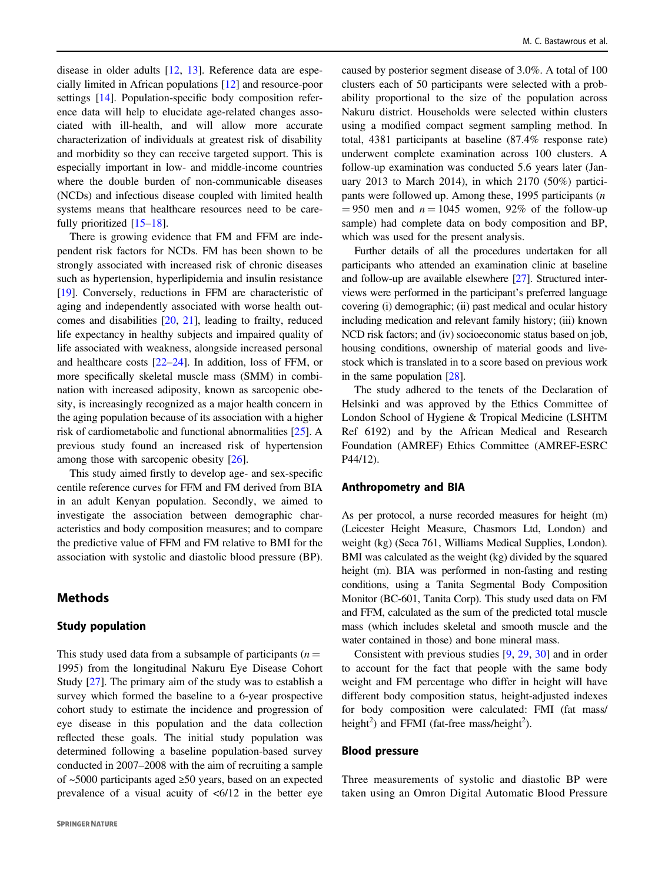disease in older adults [12, 13]. Reference data are especially limited in African populations [12] and resource-poor settings [14]. Population-specific body composition reference data will help to elucidate age-related changes associated with ill-health, and will allow more accurate characterization of individuals at greatest risk of disability and morbidity so they can receive targeted support. This is especially important in low- and middle-income countries where the double burden of non-communicable diseases (NCDs) and infectious disease coupled with limited health systems means that healthcare resources need to be carefully prioritized [15–18].

There is growing evidence that FM and FFM are independent risk factors for NCDs. FM has been shown to be strongly associated with increased risk of chronic diseases such as hypertension, hyperlipidemia and insulin resistance [19]. Conversely, reductions in FFM are characteristic of aging and independently associated with worse health outcomes and disabilities [20, 21], leading to frailty, reduced life expectancy in healthy subjects and impaired quality of life associated with weakness, alongside increased personal and healthcare costs [22–24]. In addition, loss of FFM, or more specifically skeletal muscle mass (SMM) in combination with increased adiposity, known as sarcopenic obesity, is increasingly recognized as a major health concern in the aging population because of its association with a higher risk of cardiometabolic and functional abnormalities [25]. A previous study found an increased risk of hypertension among those with sarcopenic obesity [26].

This study aimed firstly to develop age- and sex-specific centile reference curves for FFM and FM derived from BIA in an adult Kenyan population. Secondly, we aimed to investigate the association between demographic characteristics and body composition measures; and to compare the predictive value of FFM and FM relative to BMI for the association with systolic and diastolic blood pressure (BP).

## Methods

### Study population

This study used data from a subsample of participants ($n =$ 1995) from the longitudinal Nakuru Eye Disease Cohort Study [27]. The primary aim of the study was to establish a survey which formed the baseline to a 6-year prospective cohort study to estimate the incidence and progression of eye disease in this population and the data collection reflected these goals. The initial study population was determined following a baseline population-based survey conducted in 2007–2008 with the aim of recruiting a sample of ~5000 participants aged ≥50 years, based on an expected prevalence of a visual acuity of <6/12 in the better eye caused by posterior segment disease of 3.0%. A total of 100 clusters each of 50 participants were selected with a probability proportional to the size of the population across Nakuru district. Households were selected within clusters using a modified compact segment sampling method. In total, 4381 participants at baseline (87.4% response rate) underwent complete examination across 100 clusters. A follow-up examination was conducted 5.6 years later (January 2013 to March 2014), in which 2170 (50%) participants were followed up. Among these, 1995 participants ($n$ $= 950$ men and $n = 1045$ women, 92% of the follow-up sample) had complete data on body composition and BP, which was used for the present analysis.

Further details of all the procedures undertaken for all participants who attended an examination clinic at baseline and follow-up are available elsewhere [27]. Structured interviews were performed in the participant's preferred language covering (i) demographic; (ii) past medical and ocular history including medication and relevant family history; (iii) known NCD risk factors; and (iv) socioeconomic status based on job, housing conditions, ownership of material goods and livestock which is translated in to a score based on previous work in the same population [28].

The study adhered to the tenets of the Declaration of Helsinki and was approved by the Ethics Committee of London School of Hygiene & Tropical Medicine (LSHTM Ref 6192) and by the African Medical and Research Foundation (AMREF) Ethics Committee (AMREF-ESRC P44/12).

### Anthropometry and BIA

As per protocol, a nurse recorded measures for height (m) (Leicester Height Measure, Chasmors Ltd, London) and weight (kg) (Seca 761, Williams Medical Supplies, London). BMI was calculated as the weight (kg) divided by the squared height (m). BIA was performed in non-fasting and resting conditions, using a Tanita Segmental Body Composition Monitor (BC-601, Tanita Corp). This study used data on FM and FFM, calculated as the sum of the predicted total muscle mass (which includes skeletal and smooth muscle and the water contained in those) and bone mineral mass.

Consistent with previous studies [9, 29, 30] and in order to account for the fact that people with the same body weight and FM percentage who differ in height will have different body composition status, height-adjusted indexes for body composition were calculated: FMI (fat mass/height$^2$) and FFMI (fat-free mass/height$^2$).

### Blood pressure

Three measurements of systolic and diastolic BP were taken using an Omron Digital Automatic Blood Pressure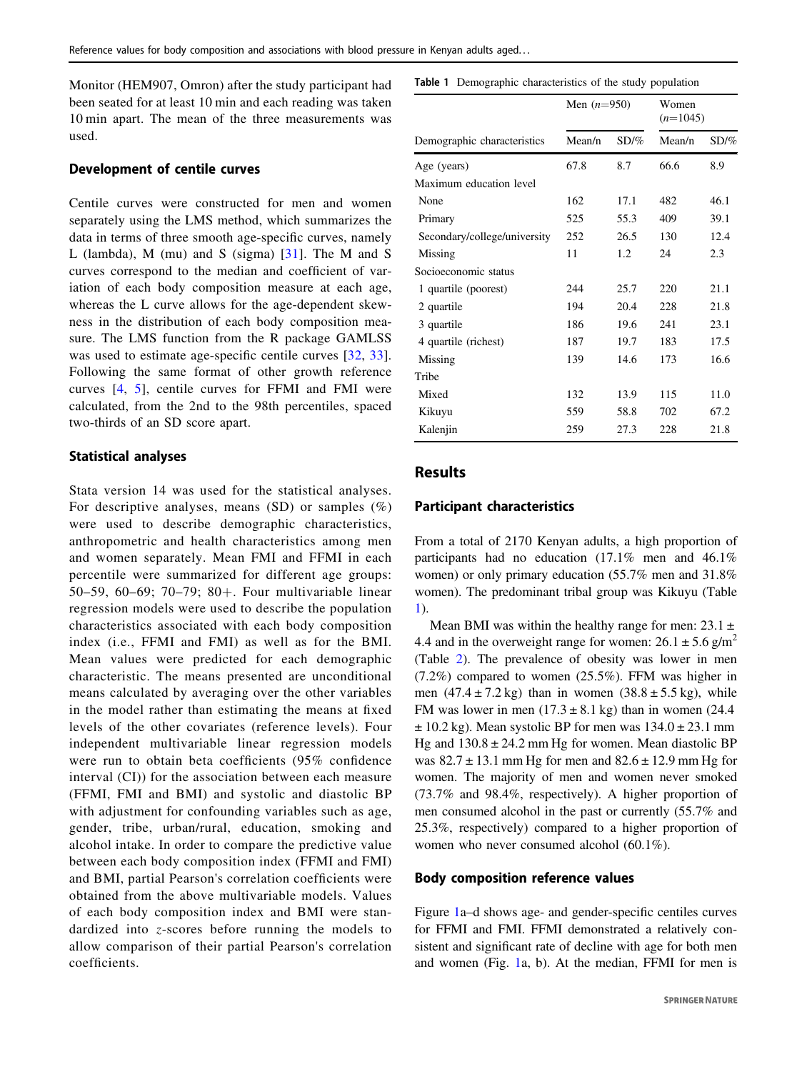Monitor (HEM907, Omron) after the study participant had been seated for at least 10 min and each reading was taken 10 min apart. The mean of the three measurements was used.

### Development of centile curves

Centile curves were constructed for men and women separately using the LMS method, which summarizes the data in terms of three smooth age-specific curves, namely L (lambda), M (mu) and S (sigma) [31]. The M and S curves correspond to the median and coefficient of variation of each body composition measure at each age, whereas the L curve allows for the age-dependent skewness in the distribution of each body composition measure. The LMS function from the R package GAMLSS was used to estimate age-specific centile curves [32, 33]. Following the same format of other growth reference curves [4, 5], centile curves for FFMI and FMI were calculated, from the 2nd to the 98th percentiles, spaced two-thirds of an SD score apart.

### Statistical analyses

Stata version 14 was used for the statistical analyses. For descriptive analyses, means (SD) or samples (%) were used to describe demographic characteristics, anthropometric and health characteristics among men and women separately. Mean FMI and FFMI in each percentile were summarized for different age groups: 50–59, 60–69; 70–79; 80+. Four multivariable linear regression models were used to describe the population characteristics associated with each body composition index (i.e., FFMI and FMI) as well as for the BMI. Mean values were predicted for each demographic characteristic. The means presented are unconditional means calculated by averaging over the other variables in the model rather than estimating the means at fixed levels of the other covariates (reference levels). Four independent multivariable linear regression models were run to obtain beta coefficients (95% confidence interval (CI)) for the association between each measure (FFMI, FMI and BMI) and systolic and diastolic BP with adjustment for confounding variables such as age, gender, tribe, urban/rural, education, smoking and alcohol intake. In order to compare the predictive value between each body composition index (FFMI and FMI) and BMI, partial Pearson's correlation coefficients were obtained from the above multivariable models. Values of each body composition index and BMI were standardized into *z*-scores before running the models to allow comparison of their partial Pearson's correlation coefficients.

**Table 1** Demographic characteristics of the study population

| | Men (*n*=950) | | Women (*n*=1045) | |
|---|---|---|---|---|
| Demographic characteristics | Mean/n | SD/% | Mean/n | SD/% |
| Age (years) | 67.8 | 8.7 | 66.6 | 8.9 |
| Maximum education level | | | | |
| None | 162 | 17.1 | 482 | 46.1 |
| Primary | 525 | 55.3 | 409 | 39.1 |
| Secondary/college/university | 252 | 26.5 | 130 | 12.4 |
| Missing | 11 | 1.2 | 24 | 2.3 |
| Socioeconomic status | | | | |
| 1 quartile (poorest) | 244 | 25.7 | 220 | 21.1 |
| 2 quartile | 194 | 20.4 | 228 | 21.8 |
| 3 quartile | 186 | 19.6 | 241 | 23.1 |
| 4 quartile (richest) | 187 | 19.7 | 183 | 17.5 |
| Missing | 139 | 14.6 | 173 | 16.6 |
| Tribe | | | | |
| Mixed | 132 | 13.9 | 115 | 11.0 |
| Kikuyu | 559 | 58.8 | 702 | 67.2 |
| Kalenjin | 259 | 27.3 | 228 | 21.8 |

## Results

### Participant characteristics

From a total of 2170 Kenyan adults, a high proportion of participants had no education (17.1% men and 46.1% women) or only primary education (55.7% men and 31.8% women). The predominant tribal group was Kikuyu (Table 1).

Mean BMI was within the healthy range for men: 23.1 ± 4.4 and in the overweight range for women: 26.1 ± 5.6 g/m$^2$ (Table 2). The prevalence of obesity was lower in men (7.2%) compared to women (25.5%). FFM was higher in men (47.4 ± 7.2 kg) than in women (38.8 ± 5.5 kg), while FM was lower in men (17.3 ± 8.1 kg) than in women (24.4 ± 10.2 kg). Mean systolic BP for men was 134.0 ± 23.1 mm Hg and 130.8 ± 24.2 mm Hg for women. Mean diastolic BP was 82.7 ± 13.1 mm Hg for men and 82.6 ± 12.9 mm Hg for women. The majority of men and women never smoked (73.7% and 98.4%, respectively). A higher proportion of men consumed alcohol in the past or currently (55.7% and 25.3%, respectively) compared to a higher proportion of women who never consumed alcohol (60.1%).

### Body composition reference values

Figure 1a–d shows age- and gender-specific centiles curves for FFMI and FMI. FFMI demonstrated a relatively consistent and significant rate of decline with age for both men and women (Fig. 1a, b). At the median, FFMI for men is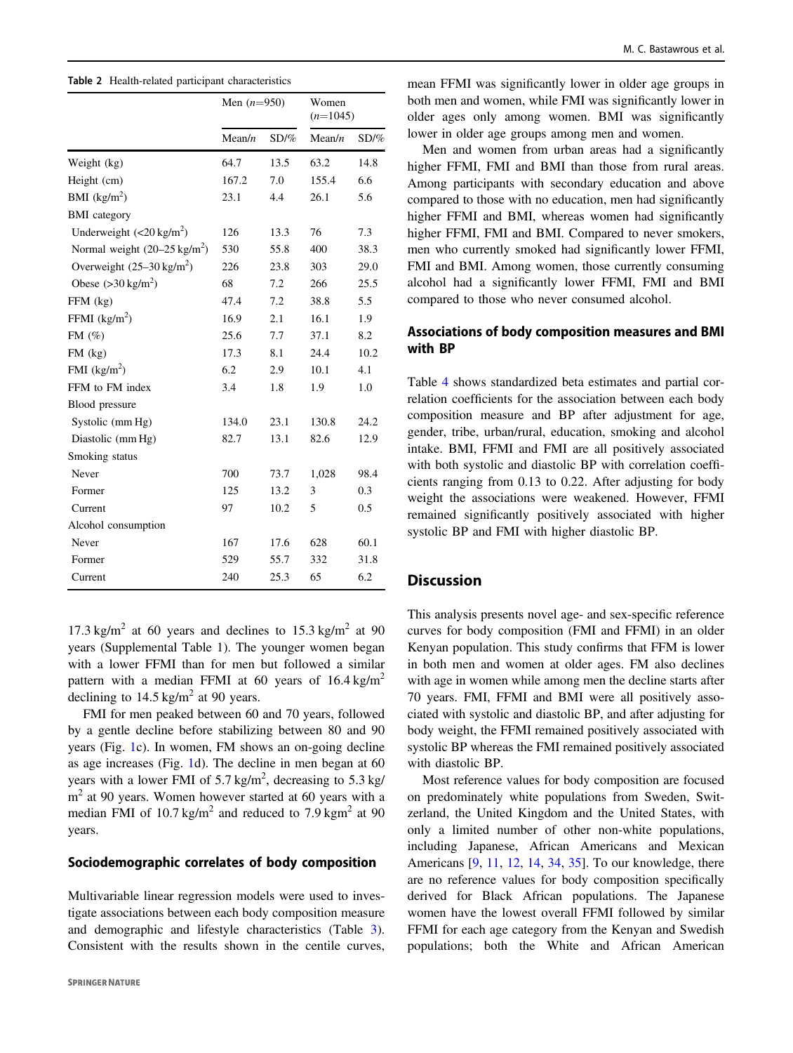**Table 2** Health-related participant characteristics

| | Men ($n$=950) | | Women ($n$=1045) | |
|---|---|---|---|---|
| | Mean/$n$ | SD/% | Mean/$n$ | SD/% |
| Weight (kg) | 64.7 | 13.5 | 63.2 | 14.8 |
| Height (cm) | 167.2 | 7.0 | 155.4 | 6.6 |
| BMI (kg/m$^2$) | 23.1 | 4.4 | 26.1 | 5.6 |
| BMI category | | | | |
| Underweight (<20 kg/m$^2$) | 126 | 13.3 | 76 | 7.3 |
| Normal weight (20–25 kg/m$^2$) | 530 | 55.8 | 400 | 38.3 |
| Overweight (25–30 kg/m$^2$) | 226 | 23.8 | 303 | 29.0 |
| Obese (>30 kg/m$^2$) | 68 | 7.2 | 266 | 25.5 |
| FFM (kg) | 47.4 | 7.2 | 38.8 | 5.5 |
| FFMI (kg/m$^2$) | 16.9 | 2.1 | 16.1 | 1.9 |
| FM (%) | 25.6 | 7.7 | 37.1 | 8.2 |
| FM (kg) | 17.3 | 8.1 | 24.4 | 10.2 |
| FMI (kg/m$^2$) | 6.2 | 2.9 | 10.1 | 4.1 |
| FFM to FM index | 3.4 | 1.8 | 1.9 | 1.0 |
| Blood pressure | | | | |
| Systolic (mm Hg) | 134.0 | 23.1 | 130.8 | 24.2 |
| Diastolic (mm Hg) | 82.7 | 13.1 | 82.6 | 12.9 |
| Smoking status | | | | |
| Never | 700 | 73.7 | 1,028 | 98.4 |
| Former | 125 | 13.2 | 3 | 0.3 |
| Current | 97 | 10.2 | 5 | 0.5 |
| Alcohol consumption | | | | |
| Never | 167 | 17.6 | 628 | 60.1 |
| Former | 529 | 55.7 | 332 | 31.8 |
| Current | 240 | 25.3 | 65 | 6.2 |

17.3 kg/m$^2$ at 60 years and declines to 15.3 kg/m$^2$ at 90 years (Supplemental Table 1). The younger women began with a lower FFMI than for men but followed a similar pattern with a median FFMI at 60 years of 16.4 kg/m$^2$ declining to 14.5 kg/m$^2$ at 90 years.

FMI for men peaked between 60 and 70 years, followed by a gentle decline before stabilizing between 80 and 90 years (Fig. 1c). In women, FM shows an on-going decline as age increases (Fig. 1d). The decline in men began at 60 years with a lower FMI of 5.7 kg/m$^2$, decreasing to 5.3 kg/m$^2$ at 90 years. Women however started at 60 years with a median FMI of 10.7 kg/m$^2$ and reduced to 7.9 kgm$^2$ at 90 years.

### Sociodemographic correlates of body composition

Multivariable linear regression models were used to investigate associations between each body composition measure and demographic and lifestyle characteristics (Table 3). Consistent with the results shown in the centile curves, mean FFMI was significantly lower in older age groups in both men and women, while FMI was significantly lower in older ages only among women. BMI was significantly lower in older age groups among men and women.

Men and women from urban areas had a significantly higher FFMI, FMI and BMI than those from rural areas. Among participants with secondary education and above compared to those with no education, men had significantly higher FFMI and BMI, whereas women had significantly higher FFMI, FMI and BMI. Compared to never smokers, men who currently smoked had significantly lower FFMI, FMI and BMI. Among women, those currently consuming alcohol had a significantly lower FFMI, FMI and BMI compared to those who never consumed alcohol.

### Associations of body composition measures and BMI with BP

Table 4 shows standardized beta estimates and partial correlation coefficients for the association between each body composition measure and BP after adjustment for age, gender, tribe, urban/rural, education, smoking and alcohol intake. BMI, FFMI and FMI are all positively associated with both systolic and diastolic BP with correlation coefficients ranging from 0.13 to 0.22. After adjusting for body weight the associations were weakened. However, FFMI remained significantly positively associated with higher systolic BP and FMI with higher diastolic BP.

## Discussion

This analysis presents novel age- and sex-specific reference curves for body composition (FMI and FFMI) in an older Kenyan population. This study confirms that FFM is lower in both men and women at older ages. FM also declines with age in women while among men the decline starts after 70 years. FMI, FFMI and BMI were all positively associated with systolic and diastolic BP, and after adjusting for body weight, the FFMI remained positively associated with systolic BP whereas the FMI remained positively associated with diastolic BP.

Most reference values for body composition are focused on predominately white populations from Sweden, Switzerland, the United Kingdom and the United States, with only a limited number of other non-white populations, including Japanese, African Americans and Mexican Americans [9, 11, 12, 14, 34, 35]. To our knowledge, there are no reference values for body composition specifically derived for Black African populations. The Japanese women have the lowest overall FFMI followed by similar FFMI for each age category from the Kenyan and Swedish populations; both the White and African American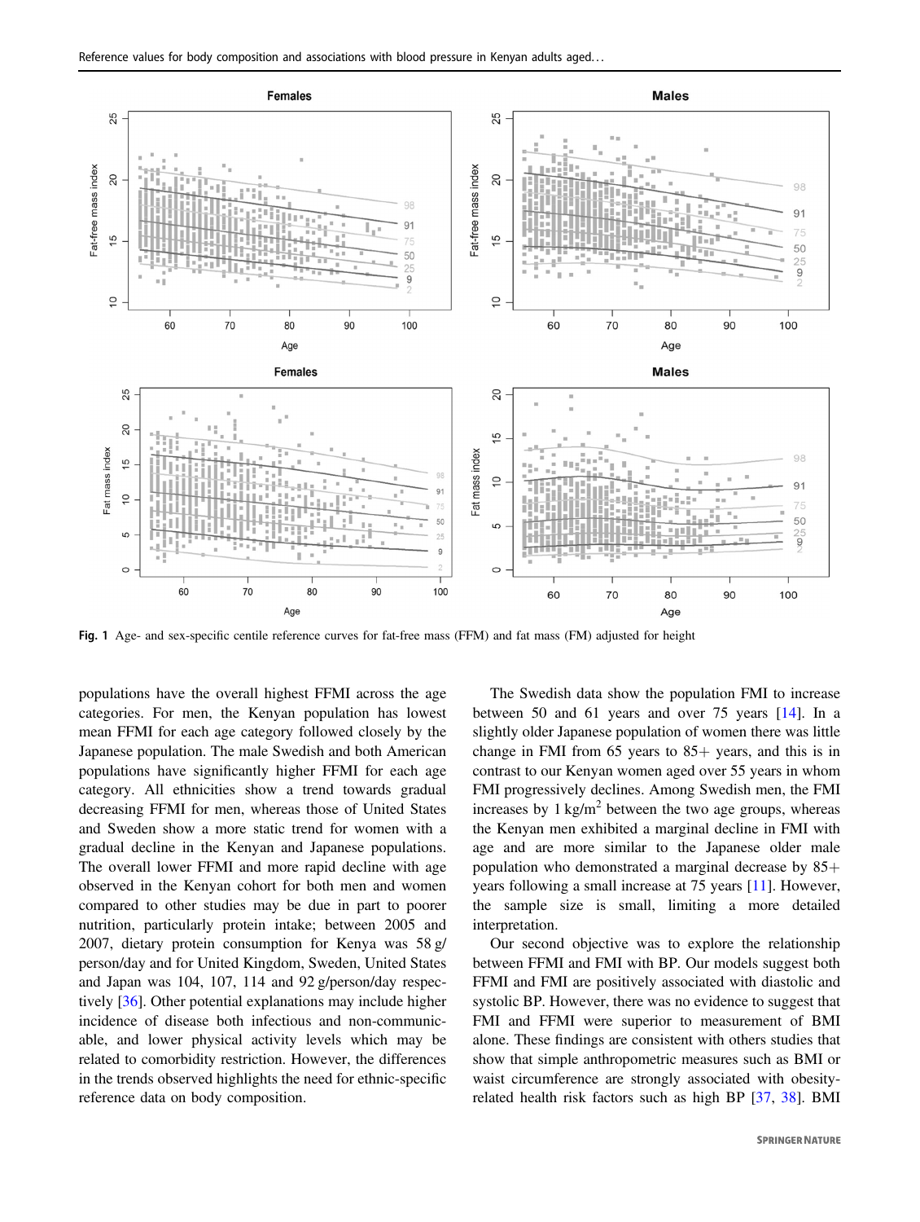Fig. 1 Age- and sex-specific centile reference curves for fat-free mass (FFM) and fat mass (FM) adjusted for height

populations have the overall highest FFMI across the age categories. For men, the Kenyan population has lowest mean FFMI for each age category followed closely by the Japanese population. The male Swedish and both American populations have significantly higher FFMI for each age category. All ethnicities show a trend towards gradual decreasing FFMI for men, whereas those of United States and Sweden show a more static trend for women with a gradual decline in the Kenyan and Japanese populations. The overall lower FFMI and more rapid decline with age observed in the Kenyan cohort for both men and women compared to other studies may be due in part to poorer nutrition, particularly protein intake; between 2005 and 2007, dietary protein consumption for Kenya was 58 g/person/day and for United Kingdom, Sweden, United States and Japan was 104, 107, 114 and 92 g/person/day respectively [36]. Other potential explanations may include higher incidence of disease both infectious and non-communicable, and lower physical activity levels which may be related to comorbidity restriction. However, the differences in the trends observed highlights the need for ethnic-specific reference data on body composition.

The Swedish data show the population FMI to increase between 50 and 61 years and over 75 years [14]. In a slightly older Japanese population of women there was little change in FMI from 65 years to 85+ years, and this is in contrast to our Kenyan women aged over 55 years in whom FMI progressively declines. Among Swedish men, the FMI increases by 1 kg/m$^2$ between the two age groups, whereas the Kenyan men exhibited a marginal decline in FMI with age and are more similar to the Japanese older male population who demonstrated a marginal decrease by 85+ years following a small increase at 75 years [11]. However, the sample size is small, limiting a more detailed interpretation.

Our second objective was to explore the relationship between FFMI and FMI with BP. Our models suggest both FFMI and FMI are positively associated with diastolic and systolic BP. However, there was no evidence to suggest that FMI and FFMI were superior to measurement of BMI alone. These findings are consistent with others studies that show that simple anthropometric measures such as BMI or waist circumference are strongly associated with obesity-related health risk factors such as high BP [37, 38]. BMI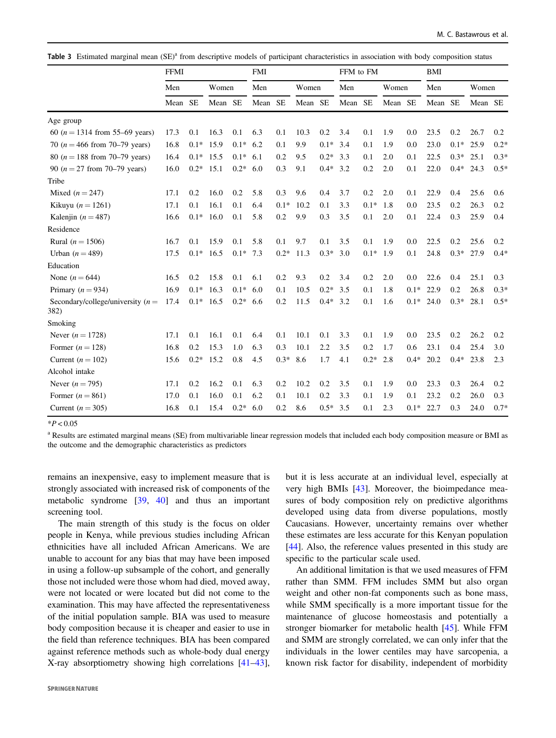**Table 3** Estimated marginal mean (SE)[a] from descriptive models of participant characteristics in association with body composition status

| | FFMI | | | | FMI | | | | FFM to FM | | | | BMI | | | |
|---|---|---|---|---|---|---|---|---|---|---|---|---|---|---|---|---|
| | Men | | Women | | Men | | Women | | Men | | Women | | Men | | Women | |
| | Mean | SE | Mean | SE | Mean | SE | Mean | SE | Mean | SE | Mean | SE | Mean | SE | Mean | SE |
| Age group | | | | | | | | | | | | | | | | |
| 60 (n = 1314 from 55–69 years) | 17.3 | 0.1 | 16.3 | 0.1 | 6.3 | 0.1 | 10.3 | 0.2 | 3.4 | 0.1 | 1.9 | 0.0 | 23.5 | 0.2 | 26.7 | 0.2 |
| 70 (n = 466 from 70–79 years) | 16.8 | 0.1* | 15.9 | 0.1* | 6.2 | 0.1 | 9.9 | 0.1* | 3.4 | 0.1 | 1.9 | 0.0 | 23.0 | 0.1* | 25.9 | 0.2* |
| 80 (n = 188 from 70–79 years) | 16.4 | 0.1* | 15.5 | 0.1* | 6.1 | 0.2 | 9.5 | 0.2* | 3.3 | 0.1 | 2.0 | 0.1 | 22.5 | 0.3* | 25.1 | 0.3* |
| 90 (n = 27 from 70–79 years) | 16.0 | 0.2* | 15.1 | 0.2* | 6.0 | 0.3 | 9.1 | 0.4* | 3.2 | 0.2 | 2.0 | 0.1 | 22.0 | 0.4* | 24.3 | 0.5* |
| Tribe | | | | | | | | | | | | | | | | |
| Mixed (n = 247) | 17.1 | 0.2 | 16.0 | 0.2 | 5.8 | 0.3 | 9.6 | 0.4 | 3.7 | 0.2 | 2.0 | 0.1 | 22.9 | 0.4 | 25.6 | 0.6 |
| Kikuyu (n = 1261) | 17.1 | 0.1 | 16.1 | 0.1 | 6.4 | 0.1* | 10.2 | 0.1 | 3.3 | 0.1* | 1.8 | 0.0 | 23.5 | 0.2 | 26.3 | 0.2 |
| Kalenjin (n = 487) | 16.6 | 0.1* | 16.0 | 0.1 | 5.8 | 0.2 | 9.9 | 0.3 | 3.5 | 0.1 | 2.0 | 0.1 | 22.4 | 0.3 | 25.9 | 0.4 |
| Residence | | | | | | | | | | | | | | | | |
| Rural (n = 1506) | 16.7 | 0.1 | 15.9 | 0.1 | 5.8 | 0.1 | 9.7 | 0.1 | 3.5 | 0.1 | 1.9 | 0.0 | 22.5 | 0.2 | 25.6 | 0.2 |
| Urban (n = 489) | 17.5 | 0.1* | 16.5 | 0.1* | 7.3 | 0.2* | 11.3 | 0.3* | 3.0 | 0.1* | 1.9 | 0.1 | 24.8 | 0.3* | 27.9 | 0.4* |
| Education | | | | | | | | | | | | | | | | |
| None (n = 644) | 16.5 | 0.2 | 15.8 | 0.1 | 6.1 | 0.2 | 9.3 | 0.2 | 3.4 | 0.2 | 2.0 | 0.0 | 22.6 | 0.4 | 25.1 | 0.3 |
| Primary (n = 934) | 16.9 | 0.1* | 16.3 | 0.1* | 6.0 | 0.1 | 10.5 | 0.2* | 3.5 | 0.1 | 1.8 | 0.1* | 22.9 | 0.2 | 26.8 | 0.3* |
| Secondary/college/university (n = 382) | 17.4 | 0.1* | 16.5 | 0.2* | 6.6 | 0.2 | 11.5 | 0.4* | 3.2 | 0.1 | 1.6 | 0.1* | 24.0 | 0.3* | 28.1 | 0.5* |
| Smoking | | | | | | | | | | | | | | | | |
| Never (n = 1728) | 17.1 | 0.1 | 16.1 | 0.1 | 6.4 | 0.1 | 10.1 | 0.1 | 3.3 | 0.1 | 1.9 | 0.0 | 23.5 | 0.2 | 26.2 | 0.2 |
| Former (n = 128) | 16.8 | 0.2 | 15.3 | 1.0 | 6.3 | 0.3 | 10.1 | 2.2 | 3.5 | 0.2 | 1.7 | 0.6 | 23.1 | 0.4 | 25.4 | 3.0 |
| Current (n = 102) | 15.6 | 0.2* | 15.2 | 0.8 | 4.5 | 0.3* | 8.6 | 1.7 | 4.1 | 0.2* | 2.8 | 0.4* | 20.2 | 0.4* | 23.8 | 2.3 |
| Alcohol intake | | | | | | | | | | | | | | | | |
| Never (n = 795) | 17.1 | 0.2 | 16.2 | 0.1 | 6.3 | 0.2 | 10.2 | 0.2 | 3.5 | 0.1 | 1.9 | 0.0 | 23.3 | 0.3 | 26.4 | 0.2 |
| Former (n = 861) | 17.0 | 0.1 | 16.0 | 0.1 | 6.2 | 0.1 | 10.1 | 0.2 | 3.3 | 0.1 | 1.9 | 0.1 | 23.2 | 0.2 | 26.0 | 0.3 |
| Current (n = 305) | 16.8 | 0.1 | 15.4 | 0.2* | 6.0 | 0.2 | 8.6 | 0.5* | 3.5 | 0.1 | 2.3 | 0.1* | 22.7 | 0.3 | 24.0 | 0.7* |

*$P < 0.05$

[a] Results are estimated marginal means (SE) from multivariable linear regression models that included each body composition measure or BMI as the outcome and the demographic characteristics as predictors

remains an inexpensive, easy to implement measure that is strongly associated with increased risk of components of the metabolic syndrome [39, 40] and thus an important screening tool.

The main strength of this study is the focus on older people in Kenya, while previous studies including African ethnicities have all included African Americans. We are unable to account for any bias that may have been imposed in using a follow-up subsample of the cohort, and generally those not included were those whom had died, moved away, were not located or were located but did not come to the examination. This may have affected the representativeness of the initial population sample. BIA was used to measure body composition because it is cheaper and easier to use in the field than reference techniques. BIA has been compared against reference methods such as whole-body dual energy X-ray absorptiometry showing high correlations [41–43], but it is less accurate at an individual level, especially at very high BMIs [43]. Moreover, the bioimpedance measures of body composition rely on predictive algorithms developed using data from diverse populations, mostly Caucasians. However, uncertainty remains over whether these estimates are less accurate for this Kenyan population [44]. Also, the reference values presented in this study are specific to the particular scale used.

An additional limitation is that we used measures of FFM rather than SMM. FFM includes SMM but also organ weight and other non-fat components such as bone mass, while SMM specifically is a more important tissue for the maintenance of glucose homeostasis and potentially a stronger biomarker for metabolic health [45]. While FFM and SMM are strongly correlated, we can only infer that the individuals in the lower centiles may have sarcopenia, a known risk factor for disability, independent of morbidity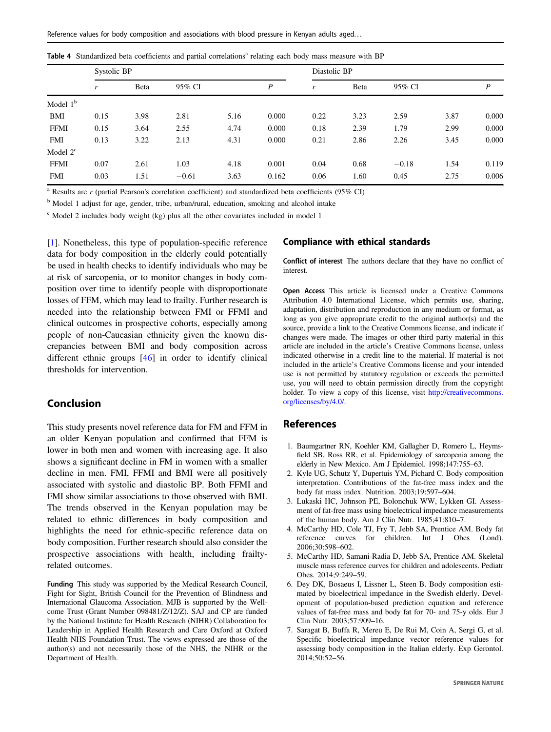Table 4 Standardized beta coefficients and partial correlations[a] relating each body mass measure with BP

| | Systolic BP | | | | | Diastolic BP | | | | |
|---|---|---|---|---|---|---|---|---|---|---|
| | *r* | Beta | 95% CI | | *P* | *r* | Beta | 95% CI | | *P* |
| Model 1[b] | | | | | | | | | | |
| BMI | 0.15 | 3.98 | 2.81 | 5.16 | 0.000 | 0.22 | 3.23 | 2.59 | 3.87 | 0.000 |
| FFMI | 0.15 | 3.64 | 2.55 | 4.74 | 0.000 | 0.18 | 2.39 | 1.79 | 2.99 | 0.000 |
| FMI | 0.13 | 3.22 | 2.13 | 4.31 | 0.000 | 0.21 | 2.86 | 2.26 | 3.45 | 0.000 |
| Model 2[c] | | | | | | | | | | |
| FFMI | 0.07 | 2.61 | 1.03 | 4.18 | 0.001 | 0.04 | 0.68 | −0.18 | 1.54 | 0.119 |
| FMI | 0.03 | 1.51 | −0.61 | 3.63 | 0.162 | 0.06 | 1.60 | 0.45 | 2.75 | 0.006 |

[a] Results are *r* (partial Pearson's correlation coefficient) and standardized beta coefficients (95% CI)

[b] Model 1 adjust for age, gender, tribe, urban/rural, education, smoking and alcohol intake

[c] Model 2 includes body weight (kg) plus all the other covariates included in model 1

[1]. Nonetheless, this type of population-specific reference data for body composition in the elderly could potentially be used in health checks to identify individuals who may be at risk of sarcopenia, or to monitor changes in body composition over time to identify people with disproportionate losses of FFM, which may lead to frailty. Further research is needed into the relationship between FMI or FFMI and clinical outcomes in prospective cohorts, especially among people of non-Caucasian ethnicity given the known discrepancies between BMI and body composition across different ethnic groups [46] in order to identify clinical thresholds for intervention.

## Conclusion

This study presents novel reference data for FM and FFM in an older Kenyan population and confirmed that FFM is lower in both men and women with increasing age. It also shows a significant decline in FM in women with a smaller decline in men. FMI, FFMI and BMI were all positively associated with systolic and diastolic BP. Both FFMI and FMI show similar associations to those observed with BMI. The trends observed in the Kenyan population may be related to ethnic differences in body composition and highlights the need for ethnic-specific reference data on body composition. Further research should also consider the prospective associations with health, including frailty-related outcomes.

**Funding** This study was supported by the Medical Research Council, Fight for Sight, British Council for the Prevention of Blindness and International Glaucoma Association. MJB is supported by the Wellcome Trust (Grant Number 098481/Z/12/Z). SAJ and CP are funded by the National Institute for Health Research (NIHR) Collaboration for Leadership in Applied Health Research and Care Oxford at Oxford Health NHS Foundation Trust. The views expressed are those of the author(s) and not necessarily those of the NHS, the NIHR or the Department of Health.

## Compliance with ethical standards

**Conflict of interest** The authors declare that they have no conflict of interest.

**Open Access** This article is licensed under a Creative Commons Attribution 4.0 International License, which permits use, sharing, adaptation, distribution and reproduction in any medium or format, as long as you give appropriate credit to the original author(s) and the source, provide a link to the Creative Commons license, and indicate if changes were made. The images or other third party material in this article are included in the article's Creative Commons license, unless indicated otherwise in a credit line to the material. If material is not included in the article's Creative Commons license and your intended use is not permitted by statutory regulation or exceeds the permitted use, you will need to obtain permission directly from the copyright holder. To view a copy of this license, visit http://creativecommons.org/licenses/by/4.0/.

## References

1. Baumgartner RN, Koehler KM, Gallagher D, Romero L, Heymsfield SB, Ross RR, et al. Epidemiology of sarcopenia among the elderly in New Mexico. Am J Epidemiol. 1998;147:755–63.
2. Kyle UG, Schutz Y, Dupertuis YM, Pichard C. Body composition interpretation. Contributions of the fat-free mass index and the body fat mass index. Nutrition. 2003;19:597–604.
3. Lukaski HC, Johnson PE, Bolonchuk WW, Lykken GI. Assessment of fat-free mass using bioelectrical impedance measurements of the human body. Am J Clin Nutr. 1985;41:810–7.
4. McCarthy HD, Cole TJ, Fry T, Jebb SA, Prentice AM. Body fat reference curves for children. Int J Obes (Lond). 2006;30:598–602.
5. McCarthy HD, Samani-Radia D, Jebb SA, Prentice AM. Skeletal muscle mass reference curves for children and adolescents. Pediatr Obes. 2014;9:249–59.
6. Dey DK, Bosaeus I, Lissner L, Steen B. Body composition estimated by bioelectrical impedance in the Swedish elderly. Development of population-based prediction equation and reference values of fat-free mass and body fat for 70- and 75-y olds. Eur J Clin Nutr. 2003;57:909–16.
7. Saragat B, Buffa R, Mereu E, De Rui M, Coin A, Sergi G, et al. Specific bioelectrical impedance vector reference values for assessing body composition in the Italian elderly. Exp Gerontol. 2014;50:52–56.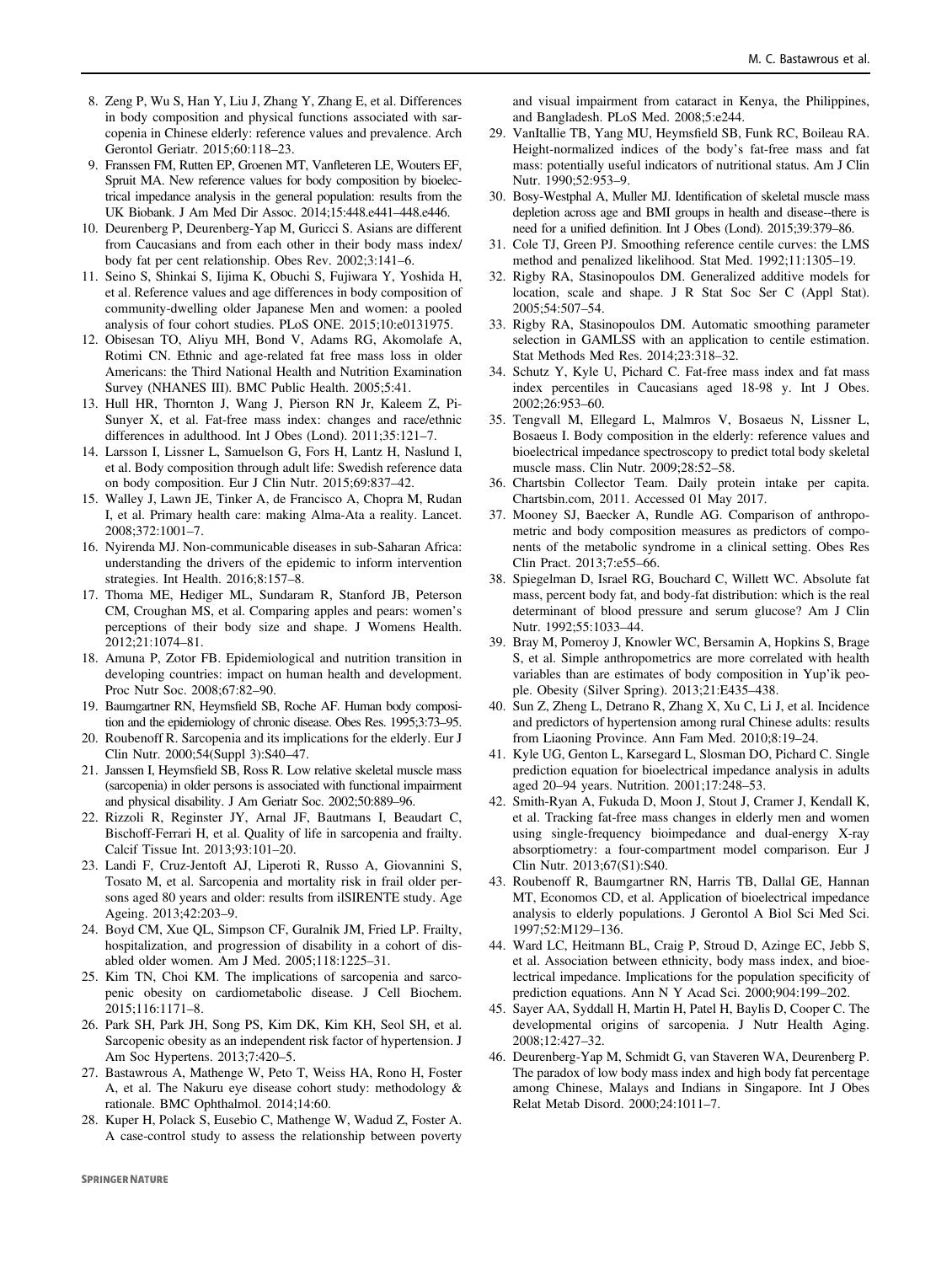8. Zeng P, Wu S, Han Y, Liu J, Zhang Y, Zhang E, et al. Differences in body composition and physical functions associated with sarcopenia in Chinese elderly: reference values and prevalence. Arch Gerontol Geriatr. 2015;60:118–23.
9. Franssen FM, Rutten EP, Groenen MT, Vanfleteren LE, Wouters EF, Spruit MA. New reference values for body composition by bioelectrical impedance analysis in the general population: results from the UK Biobank. J Am Med Dir Assoc. 2014;15:448.e441–448.e446.
10. Deurenberg P, Deurenberg-Yap M, Guricci S. Asians are different from Caucasians and from each other in their body mass index/body fat per cent relationship. Obes Rev. 2002;3:141–6.
11. Seino S, Shinkai S, Iijima K, Obuchi S, Fujiwara Y, Yoshida H, et al. Reference values and age differences in body composition of community-dwelling older Japanese Men and women: a pooled analysis of four cohort studies. PLoS ONE. 2015;10:e0131975.
12. Obisesan TO, Aliyu MH, Bond V, Adams RG, Akomolafe A, Rotimi CN. Ethnic and age-related fat free mass loss in older Americans: the Third National Health and Nutrition Examination Survey (NHANES III). BMC Public Health. 2005;5:41.
13. Hull HR, Thornton J, Wang J, Pierson RN Jr, Kaleem Z, Pi-Sunyer X, et al. Fat-free mass index: changes and race/ethnic differences in adulthood. Int J Obes (Lond). 2011;35:121–7.
14. Larsson I, Lissner L, Samuelson G, Fors H, Lantz H, Naslund I, et al. Body composition through adult life: Swedish reference data on body composition. Eur J Clin Nutr. 2015;69:837–42.
15. Walley J, Lawn JE, Tinker A, de Francisco A, Chopra M, Rudan I, et al. Primary health care: making Alma-Ata a reality. Lancet. 2008;372:1001–7.
16. Nyirenda MJ. Non-communicable diseases in sub-Saharan Africa: understanding the drivers of the epidemic to inform intervention strategies. Int Health. 2016;8:157–8.
17. Thoma ME, Hediger ML, Sundaram R, Stanford JB, Peterson CM, Croughan MS, et al. Comparing apples and pears: women's perceptions of their body size and shape. J Womens Health. 2012;21:1074–81.
18. Amuna P, Zotor FB. Epidemiological and nutrition transition in developing countries: impact on human health and development. Proc Nutr Soc. 2008;67:82–90.
19. Baumgartner RN, Heymsfield SB, Roche AF. Human body composition and the epidemiology of chronic disease. Obes Res. 1995;3:73–95.
20. Roubenoff R. Sarcopenia and its implications for the elderly. Eur J Clin Nutr. 2000;54(Suppl 3):S40–47.
21. Janssen I, Heymsfield SB, Ross R. Low relative skeletal muscle mass (sarcopenia) in older persons is associated with functional impairment and physical disability. J Am Geriatr Soc. 2002;50:889–96.
22. Rizzoli R, Reginster JY, Arnal JF, Bautmans I, Beaudart C, Bischoff-Ferrari H, et al. Quality of life in sarcopenia and frailty. Calcif Tissue Int. 2013;93:101–20.
23. Landi F, Cruz-Jentoft AJ, Liperoti R, Russo A, Giovannini S, Tosato M, et al. Sarcopenia and mortality risk in frail older persons aged 80 years and older: results from ilSIRENTE study. Age Ageing. 2013;42:203–9.
24. Boyd CM, Xue QL, Simpson CF, Guralnik JM, Fried LP. Frailty, hospitalization, and progression of disability in a cohort of disabled older women. Am J Med. 2005;118:1225–31.
25. Kim TN, Choi KM. The implications of sarcopenia and sarcopenic obesity on cardiometabolic disease. J Cell Biochem. 2015;116:1171–8.
26. Park SH, Park JH, Song PS, Kim DK, Kim KH, Seol SH, et al. Sarcopenic obesity as an independent risk factor of hypertension. J Am Soc Hypertens. 2013;7:420–5.
27. Bastawrous A, Mathenge W, Peto T, Weiss HA, Rono H, Foster A, et al. The Nakuru eye disease cohort study: methodology & rationale. BMC Ophthalmol. 2014;14:60.
28. Kuper H, Polack S, Eusebio C, Mathenge W, Wadud Z, Foster A. A case-control study to assess the relationship between poverty and visual impairment from cataract in Kenya, the Philippines, and Bangladesh. PLoS Med. 2008;5:e244.
29. VanItallie TB, Yang MU, Heymsfield SB, Funk RC, Boileau RA. Height-normalized indices of the body's fat-free mass and fat mass: potentially useful indicators of nutritional status. Am J Clin Nutr. 1990;52:953–9.
30. Bosy-Westphal A, Muller MJ. Identification of skeletal muscle mass depletion across age and BMI groups in health and disease--there is need for a unified definition. Int J Obes (Lond). 2015;39:379–86.
31. Cole TJ, Green PJ. Smoothing reference centile curves: the LMS method and penalized likelihood. Stat Med. 1992;11:1305–19.
32. Rigby RA, Stasinopoulos DM. Generalized additive models for location, scale and shape. J R Stat Soc Ser C (Appl Stat). 2005;54:507–54.
33. Rigby RA, Stasinopoulos DM. Automatic smoothing parameter selection in GAMLSS with an application to centile estimation. Stat Methods Med Res. 2014;23:318–32.
34. Schutz Y, Kyle U, Pichard C. Fat-free mass index and fat mass index percentiles in Caucasians aged 18-98 y. Int J Obes. 2002;26:953–60.
35. Tengvall M, Ellegard L, Malmros V, Bosaeus N, Lissner L, Bosaeus I. Body composition in the elderly: reference values and bioelectrical impedance spectroscopy to predict total body skeletal muscle mass. Clin Nutr. 2009;28:52–58.
36. Chartsbin Collector Team. Daily protein intake per capita. Chartsbin.com, 2011. Accessed 01 May 2017.
37. Mooney SJ, Baecker A, Rundle AG. Comparison of anthropometric and body composition measures as predictors of components of the metabolic syndrome in a clinical setting. Obes Res Clin Pract. 2013;7:e55–66.
38. Spiegelman D, Israel RG, Bouchard C, Willett WC. Absolute fat mass, percent body fat, and body-fat distribution: which is the real determinant of blood pressure and serum glucose? Am J Clin Nutr. 1992;55:1033–44.
39. Bray M, Pomeroy J, Knowler WC, Bersamin A, Hopkins S, Brage S, et al. Simple anthropometrics are more correlated with health variables than are estimates of body composition in Yup'ik people. Obesity (Silver Spring). 2013;21:E435–438.
40. Sun Z, Zheng L, Detrano R, Zhang X, Xu C, Li J, et al. Incidence and predictors of hypertension among rural Chinese adults: results from Liaoning Province. Ann Fam Med. 2010;8:19–24.
41. Kyle UG, Genton L, Karsegard L, Slosman DO, Pichard C. Single prediction equation for bioelectrical impedance analysis in adults aged 20–94 years. Nutrition. 2001;17:248–53.
42. Smith-Ryan A, Fukuda D, Moon J, Stout J, Cramer J, Kendall K, et al. Tracking fat-free mass changes in elderly men and women using single-frequency bioimpedance and dual-energy X-ray absorptiometry: a four-compartment model comparison. Eur J Clin Nutr. 2013;67(S1):S40.
43. Roubenoff R, Baumgartner RN, Harris TB, Dallal GE, Hannan MT, Economos CD, et al. Application of bioelectrical impedance analysis to elderly populations. J Gerontol A Biol Sci Med Sci. 1997;52:M129–136.
44. Ward LC, Heitmann BL, Craig P, Stroud D, Azinge EC, Jebb S, et al. Association between ethnicity, body mass index, and bioelectrical impedance. Implications for the population specificity of prediction equations. Ann N Y Acad Sci. 2000;904:199–202.
45. Sayer AA, Syddall H, Martin H, Patel H, Baylis D, Cooper C. The developmental origins of sarcopenia. J Nutr Health Aging. 2008;12:427–32.
46. Deurenberg-Yap M, Schmidt G, van Staveren WA, Deurenberg P. The paradox of low body mass index and high body fat percentage among Chinese, Malays and Indians in Singapore. Int J Obes Relat Metab Disord. 2000;24:1011–7.